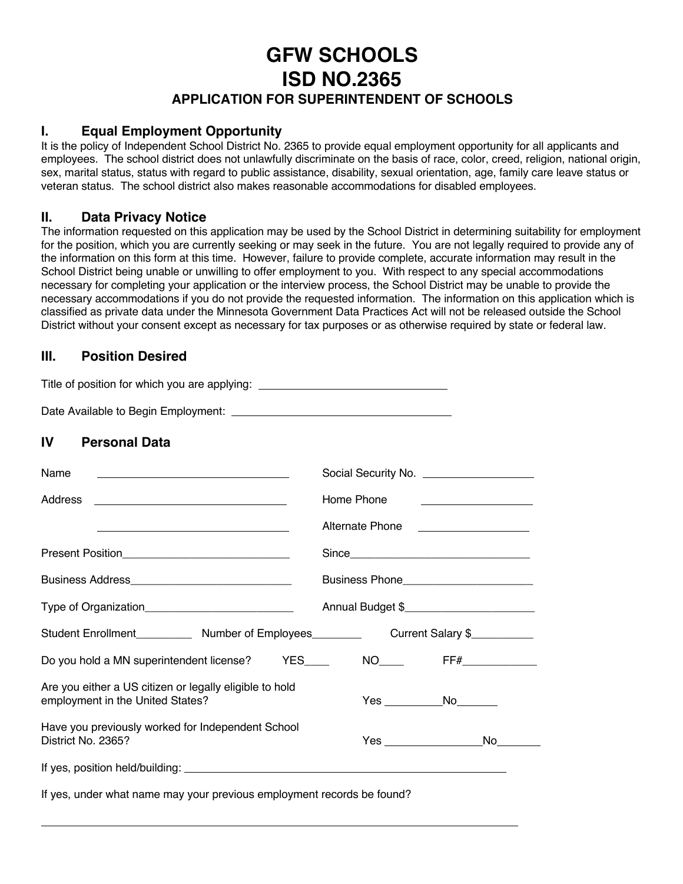# GFW SCHOOLS
# ISD NO.2365
### APPLICATION FOR SUPERINTENDENT OF SCHOOLS

## I. Equal Employment Opportunity

It is the policy of Independent School District No. 2365 to provide equal employment opportunity for all applicants and employees. The school district does not unlawfully discriminate on the basis of race, color, creed, religion, national origin, sex, marital status, status with regard to public assistance, disability, sexual orientation, age, family care leave status or veteran status. The school district also makes reasonable accommodations for disabled employees.

## II. Data Privacy Notice

The information requested on this application may be used by the School District in determining suitability for employment for the position, which you are currently seeking or may seek in the future. You are not legally required to provide any of the information on this form at this time. However, failure to provide complete, accurate information may result in the School District being unable or unwilling to offer employment to you. With respect to any special accommodations necessary for completing your application or the interview process, the School District may be unable to provide the necessary accommodations if you do not provide the requested information. The information on this application which is classified as private data under the Minnesota Government Data Practices Act will not be released outside the School District without your consent except as necessary for tax purposes or as otherwise required by state or federal law.

## III. Position Desired

Title of position for which you are applying: ______________________________

Date Available to Begin Employment: ______________________________

## IV Personal Data

Name ______________________________ Social Security No. __________________

Address ______________________________ Home Phone __________________

______________________________ Alternate Phone __________________

Present Position______________________________ Since______________________________

Business Address______________________________ Business Phone______________________

Type of Organization__________________________ Annual Budget $______________________

Student Enrollment__________ Number of Employees_________ Current Salary $__________

Do you hold a MN superintendent license? YES____ NO____ FF#____________

Are you either a US citizen or legally eligible to hold employment in the United States? Yes __________No_______

Have you previously worked for Independent School District No. 2365? Yes ________________No_______

If yes, position held/building: ______________________________________________________

If yes, under what name may your previous employment records be found?

______________________________________________________________________________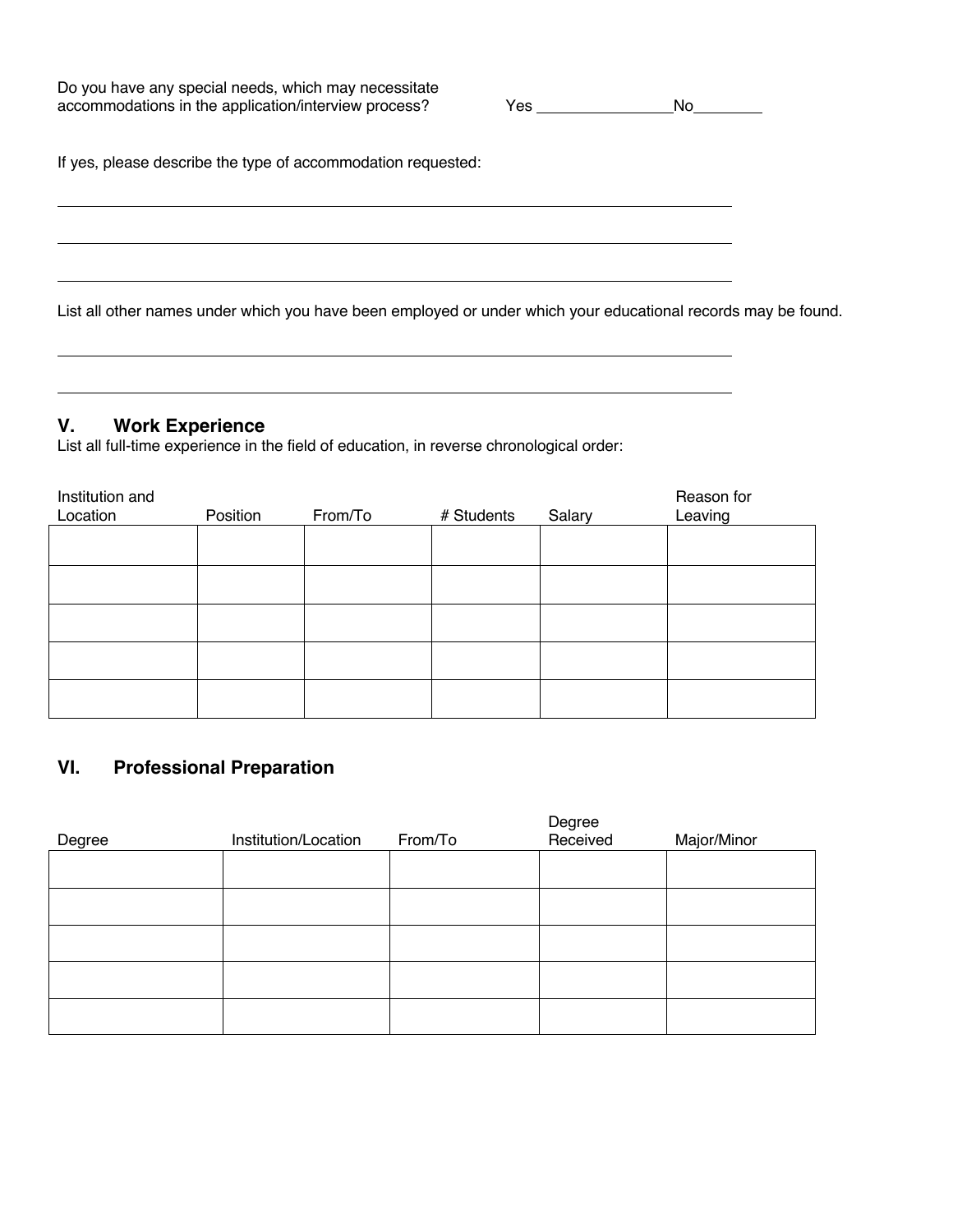Do you have any special needs, which may necessitate accommodations in the application/interview process? Yes _______________ No________

If yes, please describe the type of accommodation requested:

_______________________________________________________________________________

_______________________________________________________________________________

_______________________________________________________________________________

List all other names under which you have been employed or under which your educational records may be found.

_______________________________________________________________________________

_______________________________________________________________________________

## V. Work Experience

List all full-time experience in the field of education, in reverse chronological order:

| Institution and Location | Position | From/To | # Students | Salary | Reason for Leaving |
|---|---|---|---|---|---|
| | | | | | |
| | | | | | |
| | | | | | |
| | | | | | |
| | | | | | |

## VI. Professional Preparation

| Degree | Institution/Location | From/To | Degree Received | Major/Minor |
|---|---|---|---|---|
| | | | | |
| | | | | |
| | | | | |
| | | | | |
| | | | | |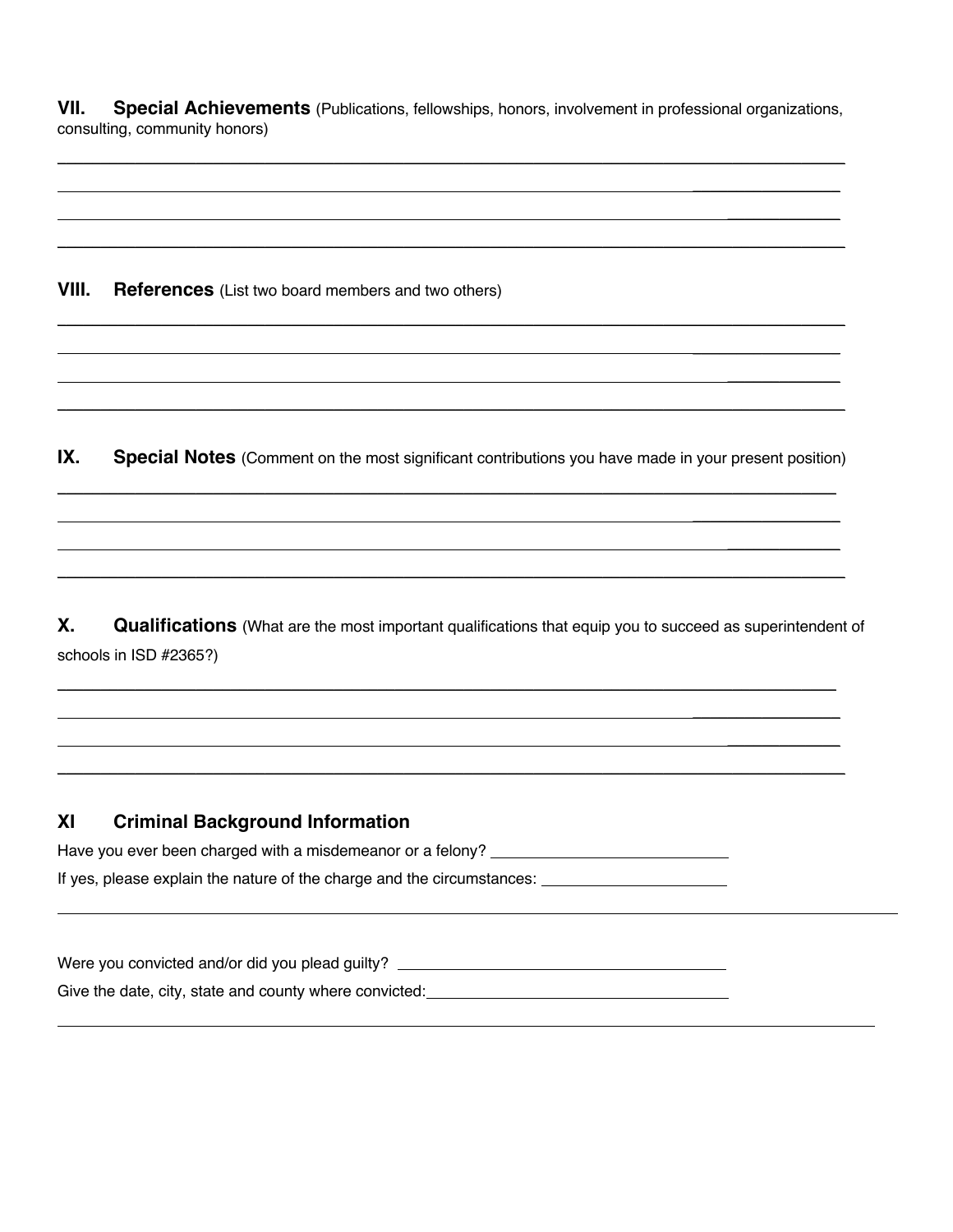## VII. Special Achievements (Publications, fellowships, honors, involvement in professional organizations, consulting, community honors)

______________________________________________________________________

______________________________________________________________________

______________________________________________________________________

______________________________________________________________________

## VIII. References (List two board members and two others)

______________________________________________________________________

______________________________________________________________________

______________________________________________________________________

______________________________________________________________________

## IX. Special Notes (Comment on the most significant contributions you have made in your present position)

______________________________________________________________________

______________________________________________________________________

______________________________________________________________________

______________________________________________________________________

## X. Qualifications (What are the most important qualifications that equip you to succeed as superintendent of schools in ISD #2365?)

______________________________________________________________________

______________________________________________________________________

______________________________________________________________________

______________________________________________________________________

## XI Criminal Background Information

Have you ever been charged with a misdemeanor or a felony? ____________________________

If yes, please explain the nature of the charge and the circumstances: ______________________

______________________________________________________________________

Were you convicted and/or did you plead guilty? ______________________________________

Give the date, city, state and county where convicted: __________________________________

______________________________________________________________________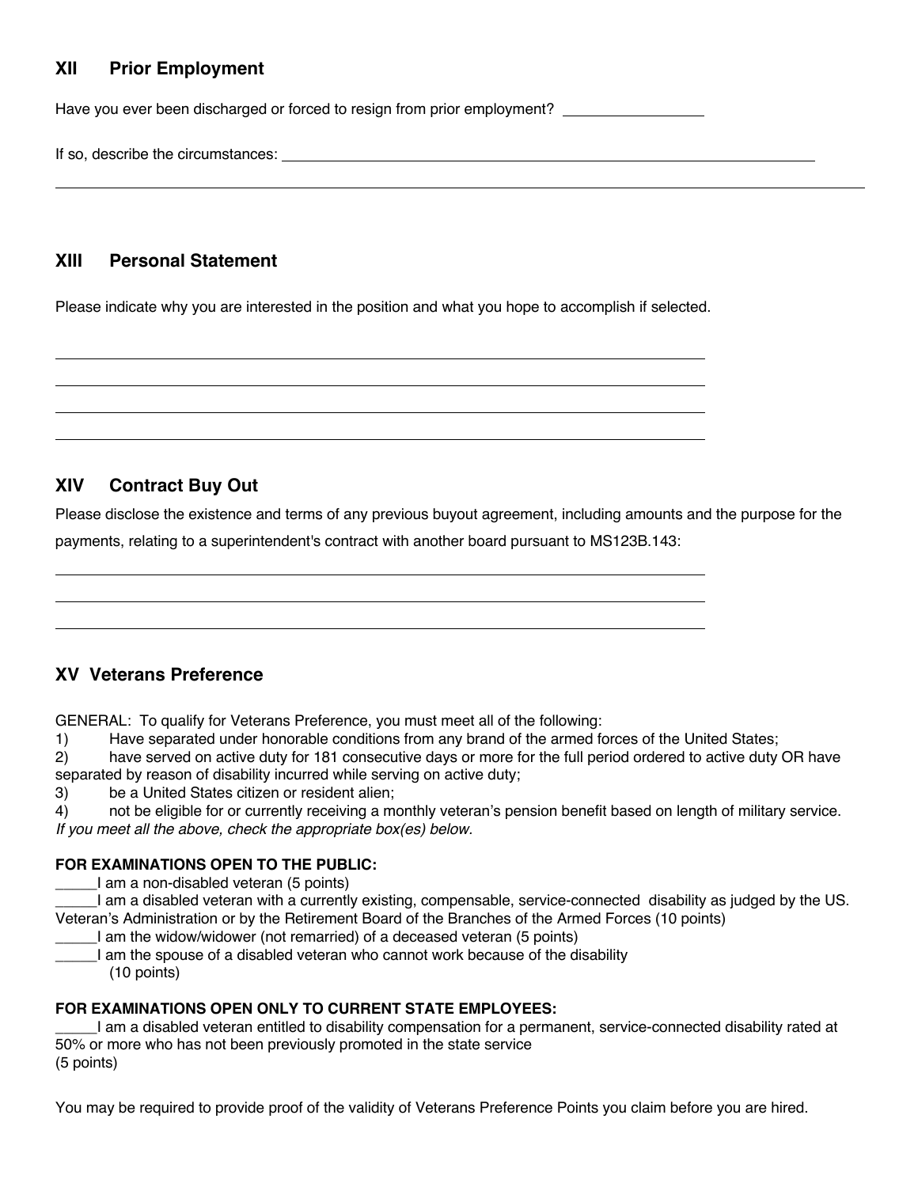## XII Prior Employment

Have you ever been discharged or forced to resign from prior employment? ________________

If so, describe the circumstances: ____________________________________________________________

____________________________________________________________________________________

## XIII Personal Statement

Please indicate why you are interested in the position and what you hope to accomplish if selected.

____________________________________________________________________________________

____________________________________________________________________________________

____________________________________________________________________________________

____________________________________________________________________________________

## XIV Contract Buy Out

Please disclose the existence and terms of any previous buyout agreement, including amounts and the purpose for the payments, relating to a superintendent's contract with another board pursuant to MS123B.143:

____________________________________________________________________________________

____________________________________________________________________________________

____________________________________________________________________________________

## XV Veterans Preference

GENERAL: To qualify for Veterans Preference, you must meet all of the following:

1) Have separated under honorable conditions from any brand of the armed forces of the United States;
2) have served on active duty for 181 consecutive days or more for the full period ordered to active duty OR have separated by reason of disability incurred while serving on active duty;
3) be a United States citizen or resident alien;
4) not be eligible for or currently receiving a monthly veteran's pension benefit based on length of military service.

*If you meet all the above, check the appropriate box(es) below.*

**FOR EXAMINATIONS OPEN TO THE PUBLIC:**

_____I am a non-disabled veteran (5 points)

_____I am a disabled veteran with a currently existing, compensable, service-connected disability as judged by the US. Veteran's Administration or by the Retirement Board of the Branches of the Armed Forces (10 points)

_____I am the widow/widower (not remarried) of a deceased veteran (5 points)

_____I am the spouse of a disabled veteran who cannot work because of the disability (10 points)

**FOR EXAMINATIONS OPEN ONLY TO CURRENT STATE EMPLOYEES:**

_____I am a disabled veteran entitled to disability compensation for a permanent, service-connected disability rated at 50% or more who has not been previously promoted in the state service (5 points)

You may be required to provide proof of the validity of Veterans Preference Points you claim before you are hired.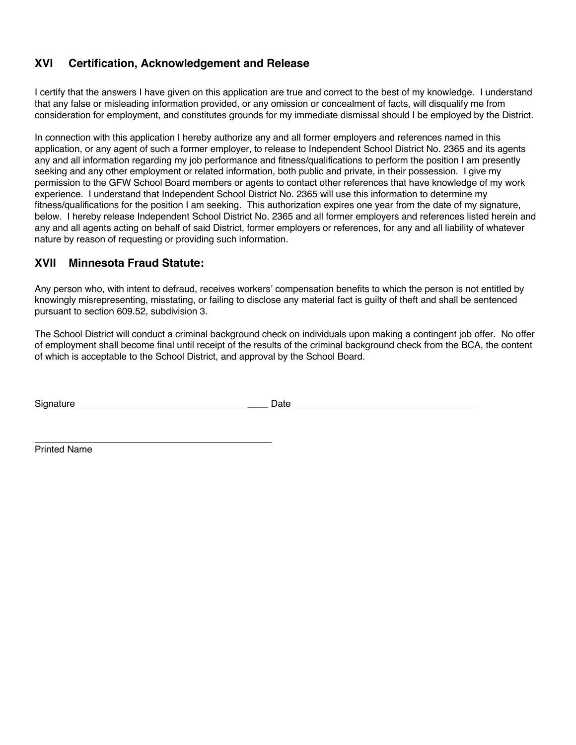## XVI Certification, Acknowledgement and Release

I certify that the answers I have given on this application are true and correct to the best of my knowledge. I understand that any false or misleading information provided, or any omission or concealment of facts, will disqualify me from consideration for employment, and constitutes grounds for my immediate dismissal should I be employed by the District.

In connection with this application I hereby authorize any and all former employers and references named in this application, or any agent of such a former employer, to release to Independent School District No. 2365 and its agents any and all information regarding my job performance and fitness/qualifications to perform the position I am presently seeking and any other employment or related information, both public and private, in their possession. I give my permission to the GFW School Board members or agents to contact other references that have knowledge of my work experience. I understand that Independent School District No. 2365 will use this information to determine my fitness/qualifications for the position I am seeking. This authorization expires one year from the date of my signature, below. I hereby release Independent School District No. 2365 and all former employers and references listed herein and any and all agents acting on behalf of said District, former employers or references, for any and all liability of whatever nature by reason of requesting or providing such information.

## XVII Minnesota Fraud Statute:

Any person who, with intent to defraud, receives workers' compensation benefits to which the person is not entitled by knowingly misrepresenting, misstating, or failing to disclose any material fact is guilty of theft and shall be sentenced pursuant to section 609.52, subdivision 3.

The School District will conduct a criminal background check on individuals upon making a contingent job offer. No offer of employment shall become final until receipt of the results of the criminal background check from the BCA, the content of which is acceptable to the School District, and approval by the School Board.

Signature\_\_\_\_\_\_\_\_\_\_\_\_\_\_\_\_\_\_\_\_\_\_\_\_\_\_\_\_\_\_\_\_\_\_\_\_ Date \_\_\_\_\_\_\_\_\_\_\_\_\_\_\_\_\_\_\_\_\_\_\_\_\_\_\_\_\_\_\_\_

\_\_\_\_\_\_\_\_\_\_\_\_\_\_\_\_\_\_\_\_\_\_\_\_\_\_\_\_\_\_\_\_\_\_\_\_\_\_\_\_\_\_\_\_

Printed Name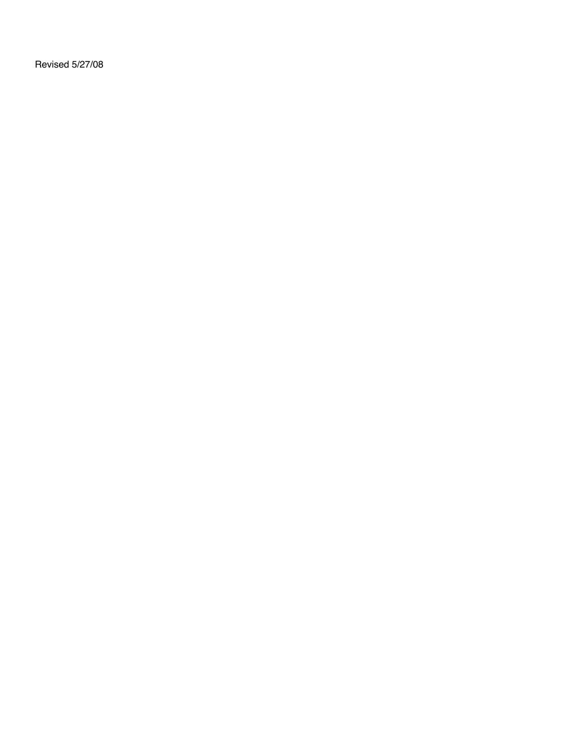Revised 5/27/08